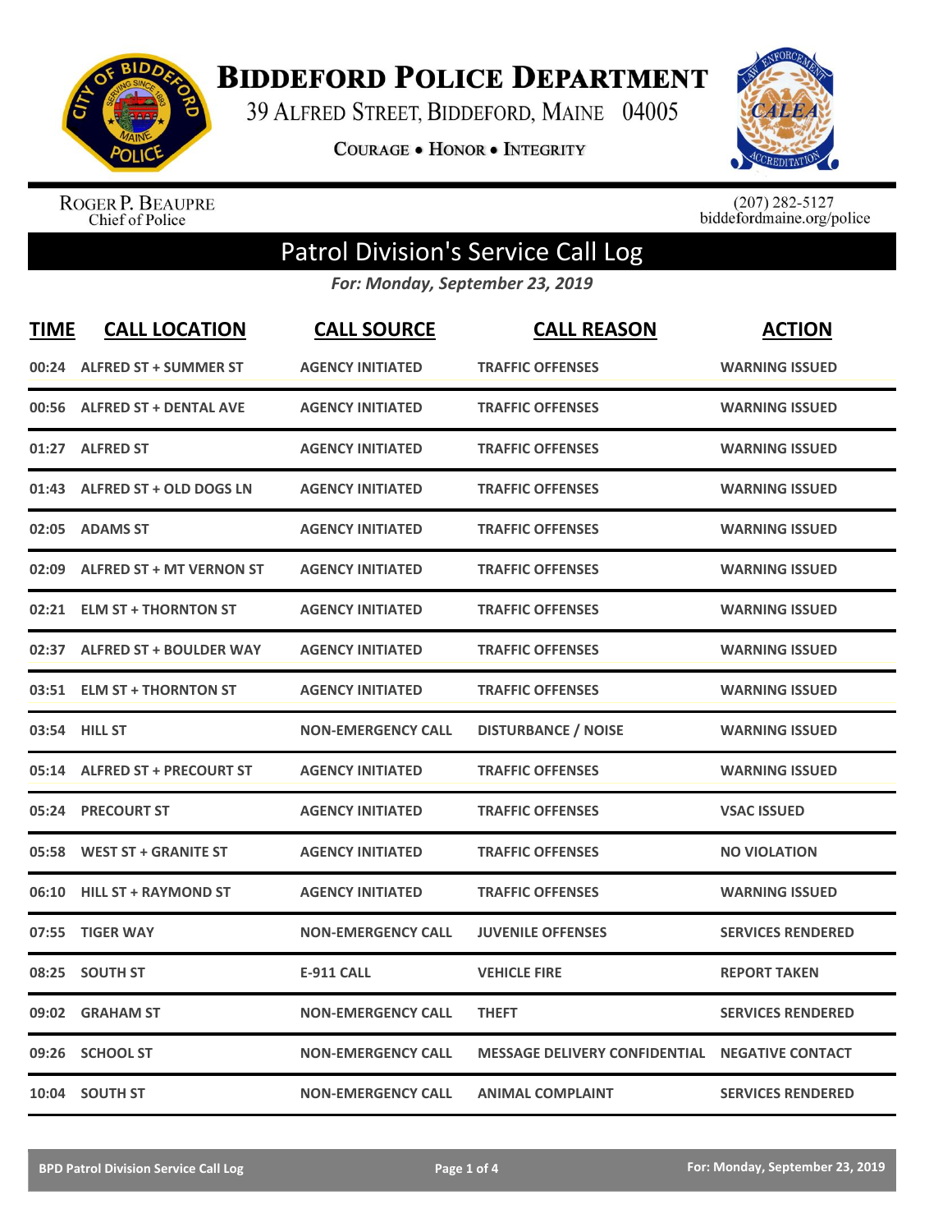# Biddeford Police Department

39 Alfred Street, Biddeford, Maine 04005

**Courage • Honor • Integrity**

Roger P. Beaupre
Chief of Police

(207) 282-5127
biddefordmaine.org/police

## Patrol Division's Service Call Log

***For: Monday, September 23, 2019***

| TIME | CALL LOCATION | CALL SOURCE | CALL REASON | ACTION |
|---|---|---|---|---|
| 00:24 | ALFRED ST + SUMMER ST | AGENCY INITIATED | TRAFFIC OFFENSES | WARNING ISSUED |
| 00:56 | ALFRED ST + DENTAL AVE | AGENCY INITIATED | TRAFFIC OFFENSES | WARNING ISSUED |
| 01:27 | ALFRED ST | AGENCY INITIATED | TRAFFIC OFFENSES | WARNING ISSUED |
| 01:43 | ALFRED ST + OLD DOGS LN | AGENCY INITIATED | TRAFFIC OFFENSES | WARNING ISSUED |
| 02:05 | ADAMS ST | AGENCY INITIATED | TRAFFIC OFFENSES | WARNING ISSUED |
| 02:09 | ALFRED ST + MT VERNON ST | AGENCY INITIATED | TRAFFIC OFFENSES | WARNING ISSUED |
| 02:21 | ELM ST + THORNTON ST | AGENCY INITIATED | TRAFFIC OFFENSES | WARNING ISSUED |
| 02:37 | ALFRED ST + BOULDER WAY | AGENCY INITIATED | TRAFFIC OFFENSES | WARNING ISSUED |
| 03:51 | ELM ST + THORNTON ST | AGENCY INITIATED | TRAFFIC OFFENSES | WARNING ISSUED |
| 03:54 | HILL ST | NON-EMERGENCY CALL | DISTURBANCE / NOISE | WARNING ISSUED |
| 05:14 | ALFRED ST + PRECOURT ST | AGENCY INITIATED | TRAFFIC OFFENSES | WARNING ISSUED |
| 05:24 | PRECOURT ST | AGENCY INITIATED | TRAFFIC OFFENSES | VSAC ISSUED |
| 05:58 | WEST ST + GRANITE ST | AGENCY INITIATED | TRAFFIC OFFENSES | NO VIOLATION |
| 06:10 | HILL ST + RAYMOND ST | AGENCY INITIATED | TRAFFIC OFFENSES | WARNING ISSUED |
| 07:55 | TIGER WAY | NON-EMERGENCY CALL | JUVENILE OFFENSES | SERVICES RENDERED |
| 08:25 | SOUTH ST | E-911 CALL | VEHICLE FIRE | REPORT TAKEN |
| 09:02 | GRAHAM ST | NON-EMERGENCY CALL | THEFT | SERVICES RENDERED |
| 09:26 | SCHOOL ST | NON-EMERGENCY CALL | MESSAGE DELIVERY CONFIDENTIAL | NEGATIVE CONTACT |
| 10:04 | SOUTH ST | NON-EMERGENCY CALL | ANIMAL COMPLAINT | SERVICES RENDERED |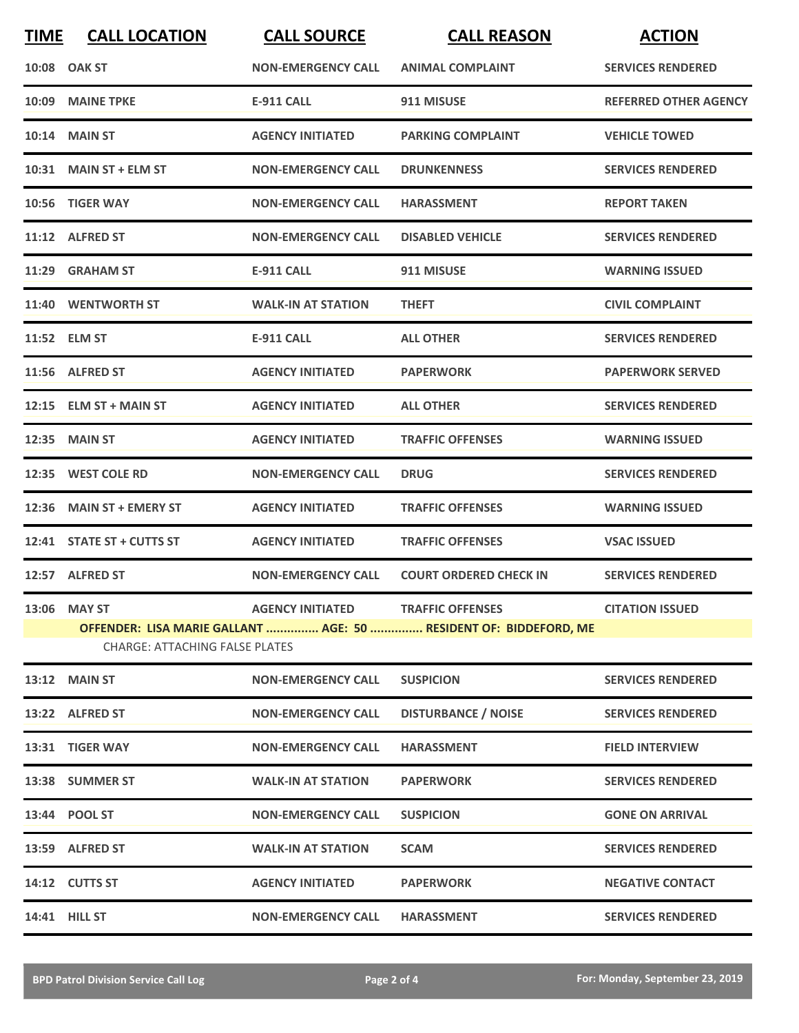| TIME | CALL LOCATION | CALL SOURCE | CALL REASON | ACTION |
|---|---|---|---|---|
| 10:08 | OAK ST | NON-EMERGENCY CALL | ANIMAL COMPLAINT | SERVICES RENDERED |
| 10:09 | MAINE TPKE | E-911 CALL | 911 MISUSE | REFERRED OTHER AGENCY |
| 10:14 | MAIN ST | AGENCY INITIATED | PARKING COMPLAINT | VEHICLE TOWED |
| 10:31 | MAIN ST + ELM ST | NON-EMERGENCY CALL | DRUNKENNESS | SERVICES RENDERED |
| 10:56 | TIGER WAY | NON-EMERGENCY CALL | HARASSMENT | REPORT TAKEN |
| 11:12 | ALFRED ST | NON-EMERGENCY CALL | DISABLED VEHICLE | SERVICES RENDERED |
| 11:29 | GRAHAM ST | E-911 CALL | 911 MISUSE | WARNING ISSUED |
| 11:40 | WENTWORTH ST | WALK-IN AT STATION | THEFT | CIVIL COMPLAINT |
| 11:52 | ELM ST | E-911 CALL | ALL OTHER | SERVICES RENDERED |
| 11:56 | ALFRED ST | AGENCY INITIATED | PAPERWORK | PAPERWORK SERVED |
| 12:15 | ELM ST + MAIN ST | AGENCY INITIATED | ALL OTHER | SERVICES RENDERED |
| 12:35 | MAIN ST | AGENCY INITIATED | TRAFFIC OFFENSES | WARNING ISSUED |
| 12:35 | WEST COLE RD | NON-EMERGENCY CALL | DRUG | SERVICES RENDERED |
| 12:36 | MAIN ST + EMERY ST | AGENCY INITIATED | TRAFFIC OFFENSES | WARNING ISSUED |
| 12:41 | STATE ST + CUTTS ST | AGENCY INITIATED | TRAFFIC OFFENSES | VSAC ISSUED |
| 12:57 | ALFRED ST | NON-EMERGENCY CALL | COURT ORDERED CHECK IN | SERVICES RENDERED |
| 13:06 | MAY ST | AGENCY INITIATED | TRAFFIC OFFENSES | CITATION ISSUED |
| | **OFFENDER: LISA MARIE GALLANT ............... AGE: 50 ............... RESIDENT OF: BIDDEFORD, ME** | | | |
| | CHARGE: ATTACHING FALSE PLATES | | | |
| 13:12 | MAIN ST | NON-EMERGENCY CALL | SUSPICION | SERVICES RENDERED |
| 13:22 | ALFRED ST | NON-EMERGENCY CALL | DISTURBANCE / NOISE | SERVICES RENDERED |
| 13:31 | TIGER WAY | NON-EMERGENCY CALL | HARASSMENT | FIELD INTERVIEW |
| 13:38 | SUMMER ST | WALK-IN AT STATION | PAPERWORK | SERVICES RENDERED |
| 13:44 | POOL ST | NON-EMERGENCY CALL | SUSPICION | GONE ON ARRIVAL |
| 13:59 | ALFRED ST | WALK-IN AT STATION | SCAM | SERVICES RENDERED |
| 14:12 | CUTTS ST | AGENCY INITIATED | PAPERWORK | NEGATIVE CONTACT |
| 14:41 | HILL ST | NON-EMERGENCY CALL | HARASSMENT | SERVICES RENDERED |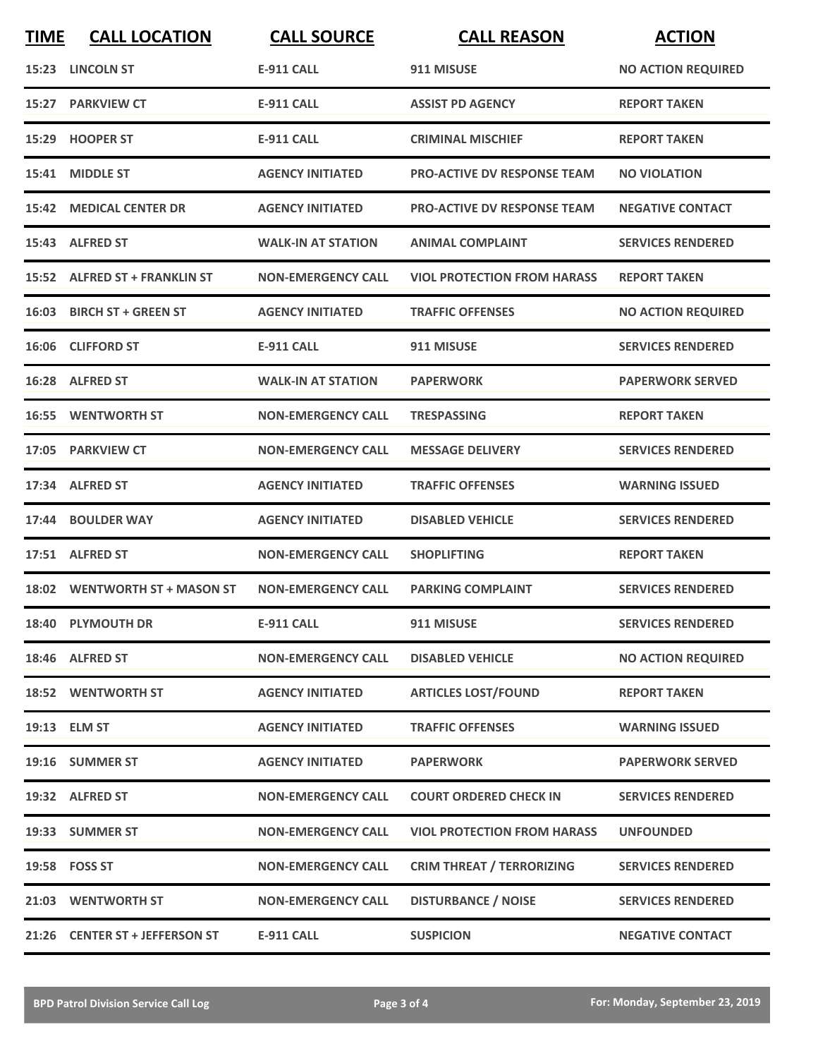| TIME | CALL LOCATION | CALL SOURCE | CALL REASON | ACTION |
|---|---|---|---|---|
| 15:23 | LINCOLN ST | E-911 CALL | 911 MISUSE | NO ACTION REQUIRED |
| 15:27 | PARKVIEW CT | E-911 CALL | ASSIST PD AGENCY | REPORT TAKEN |
| 15:29 | HOOPER ST | E-911 CALL | CRIMINAL MISCHIEF | REPORT TAKEN |
| 15:41 | MIDDLE ST | AGENCY INITIATED | PRO-ACTIVE DV RESPONSE TEAM | NO VIOLATION |
| 15:42 | MEDICAL CENTER DR | AGENCY INITIATED | PRO-ACTIVE DV RESPONSE TEAM | NEGATIVE CONTACT |
| 15:43 | ALFRED ST | WALK-IN AT STATION | ANIMAL COMPLAINT | SERVICES RENDERED |
| 15:52 | ALFRED ST + FRANKLIN ST | NON-EMERGENCY CALL | VIOL PROTECTION FROM HARASS | REPORT TAKEN |
| 16:03 | BIRCH ST + GREEN ST | AGENCY INITIATED | TRAFFIC OFFENSES | NO ACTION REQUIRED |
| 16:06 | CLIFFORD ST | E-911 CALL | 911 MISUSE | SERVICES RENDERED |
| 16:28 | ALFRED ST | WALK-IN AT STATION | PAPERWORK | PAPERWORK SERVED |
| 16:55 | WENTWORTH ST | NON-EMERGENCY CALL | TRESPASSING | REPORT TAKEN |
| 17:05 | PARKVIEW CT | NON-EMERGENCY CALL | MESSAGE DELIVERY | SERVICES RENDERED |
| 17:34 | ALFRED ST | AGENCY INITIATED | TRAFFIC OFFENSES | WARNING ISSUED |
| 17:44 | BOULDER WAY | AGENCY INITIATED | DISABLED VEHICLE | SERVICES RENDERED |
| 17:51 | ALFRED ST | NON-EMERGENCY CALL | SHOPLIFTING | REPORT TAKEN |
| 18:02 | WENTWORTH ST + MASON ST | NON-EMERGENCY CALL | PARKING COMPLAINT | SERVICES RENDERED |
| 18:40 | PLYMOUTH DR | E-911 CALL | 911 MISUSE | SERVICES RENDERED |
| 18:46 | ALFRED ST | NON-EMERGENCY CALL | DISABLED VEHICLE | NO ACTION REQUIRED |
| 18:52 | WENTWORTH ST | AGENCY INITIATED | ARTICLES LOST/FOUND | REPORT TAKEN |
| 19:13 | ELM ST | AGENCY INITIATED | TRAFFIC OFFENSES | WARNING ISSUED |
| 19:16 | SUMMER ST | AGENCY INITIATED | PAPERWORK | PAPERWORK SERVED |
| 19:32 | ALFRED ST | NON-EMERGENCY CALL | COURT ORDERED CHECK IN | SERVICES RENDERED |
| 19:33 | SUMMER ST | NON-EMERGENCY CALL | VIOL PROTECTION FROM HARASS | UNFOUNDED |
| 19:58 | FOSS ST | NON-EMERGENCY CALL | CRIM THREAT / TERRORIZING | SERVICES RENDERED |
| 21:03 | WENTWORTH ST | NON-EMERGENCY CALL | DISTURBANCE / NOISE | SERVICES RENDERED |
| 21:26 | CENTER ST + JEFFERSON ST | E-911 CALL | SUSPICION | NEGATIVE CONTACT |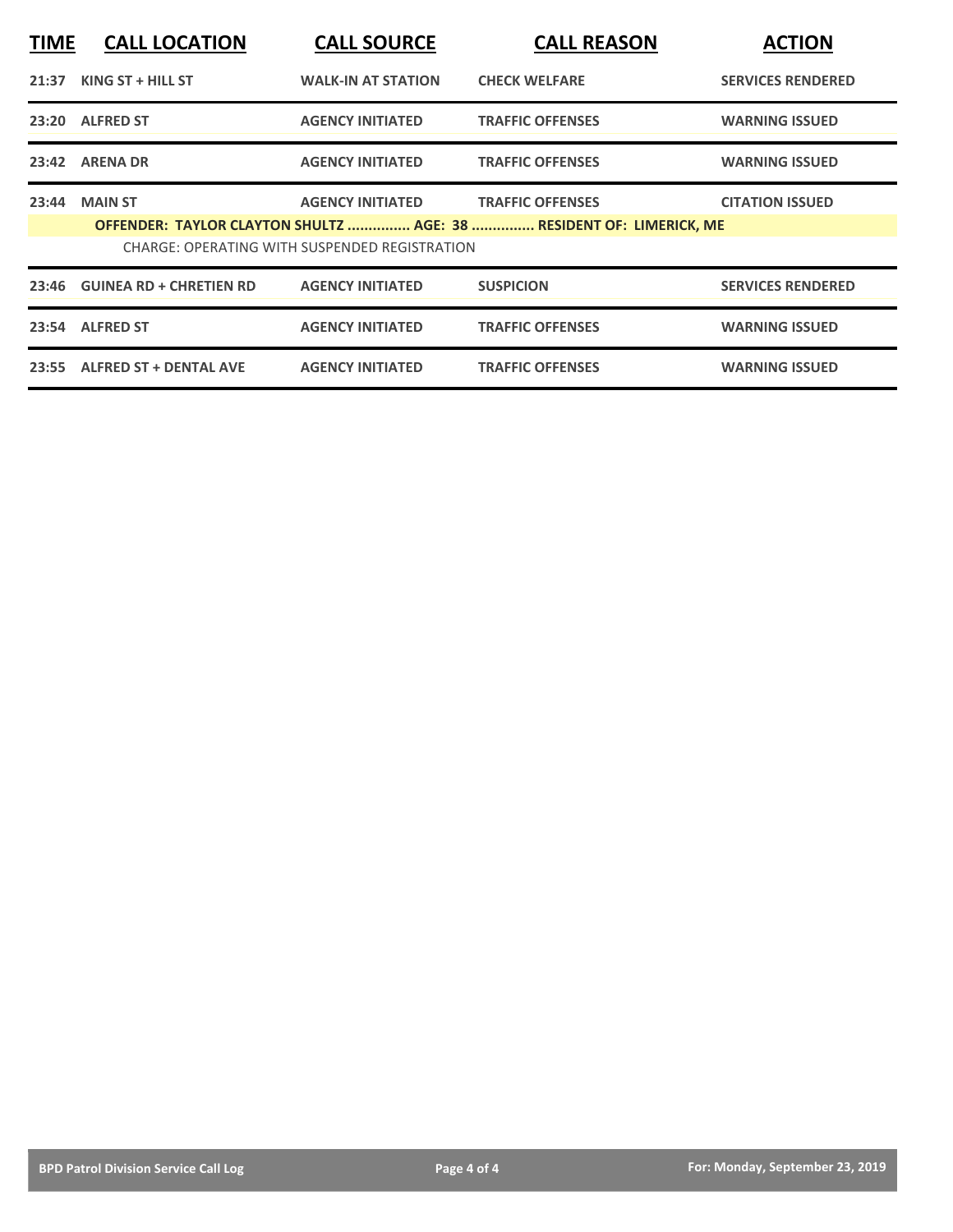| TIME | CALL LOCATION | CALL SOURCE | CALL REASON | ACTION |
|---|---|---|---|---|
| 21:37 | KING ST + HILL ST | WALK-IN AT STATION | CHECK WELFARE | SERVICES RENDERED |
| 23:20 | ALFRED ST | AGENCY INITIATED | TRAFFIC OFFENSES | WARNING ISSUED |
| 23:42 | ARENA DR | AGENCY INITIATED | TRAFFIC OFFENSES | WARNING ISSUED |
| 23:44 | MAIN ST | AGENCY INITIATED | TRAFFIC OFFENSES | CITATION ISSUED |
| | **OFFENDER: TAYLOR CLAYTON SHULTZ ............... AGE: 38 ............... RESIDENT OF: LIMERICK, ME** | | | |
| | CHARGE: OPERATING WITH SUSPENDED REGISTRATION | | | |
| 23:46 | GUINEA RD + CHRETIEN RD | AGENCY INITIATED | SUSPICION | SERVICES RENDERED |
| 23:54 | ALFRED ST | AGENCY INITIATED | TRAFFIC OFFENSES | WARNING ISSUED |
| 23:55 | ALFRED ST + DENTAL AVE | AGENCY INITIATED | TRAFFIC OFFENSES | WARNING ISSUED |